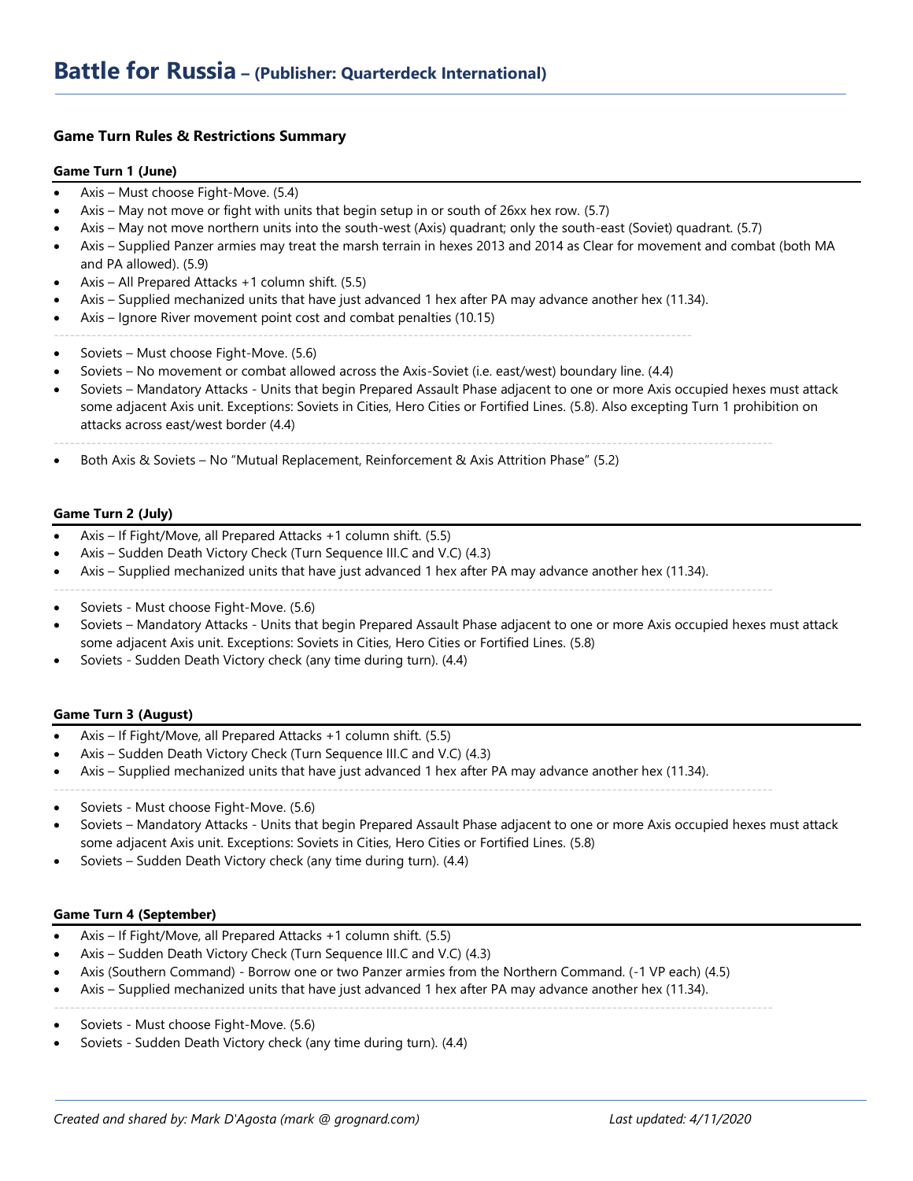# Battle for Russia – (Publisher: Quarterdeck International)

### Game Turn Rules & Restrictions Summary

#### Game Turn 1 (June)

- Axis – Must choose Fight-Move. (5.4)
- Axis – May not move or fight with units that begin setup in or south of 26xx hex row. (5.7)
- Axis – May not move northern units into the south-west (Axis) quadrant; only the south-east (Soviet) quadrant. (5.7)
- Axis – Supplied Panzer armies may treat the marsh terrain in hexes 2013 and 2014 as Clear for movement and combat (both MA and PA allowed). (5.9)
- Axis – All Prepared Attacks +1 column shift. (5.5)
- Axis – Supplied mechanized units that have just advanced 1 hex after PA may advance another hex (11.34).
- Axis – Ignore River movement point cost and combat penalties (10.15)

---

- Soviets – Must choose Fight-Move. (5.6)
- Soviets – No movement or combat allowed across the Axis-Soviet (i.e. east/west) boundary line. (4.4)
- Soviets – Mandatory Attacks - Units that begin Prepared Assault Phase adjacent to one or more Axis occupied hexes must attack some adjacent Axis unit. Exceptions: Soviets in Cities, Hero Cities or Fortified Lines. (5.8). Also excepting Turn 1 prohibition on attacks across east/west border (4.4)

---

- Both Axis & Soviets – No "Mutual Replacement, Reinforcement & Axis Attrition Phase" (5.2)

#### Game Turn 2 (July)

- Axis – If Fight/Move, all Prepared Attacks +1 column shift. (5.5)
- Axis – Sudden Death Victory Check (Turn Sequence III.C and V.C) (4.3)
- Axis – Supplied mechanized units that have just advanced 1 hex after PA may advance another hex (11.34).

---

- Soviets - Must choose Fight-Move. (5.6)
- Soviets – Mandatory Attacks - Units that begin Prepared Assault Phase adjacent to one or more Axis occupied hexes must attack some adjacent Axis unit. Exceptions: Soviets in Cities, Hero Cities or Fortified Lines. (5.8)
- Soviets - Sudden Death Victory check (any time during turn). (4.4)

#### Game Turn 3 (August)

- Axis – If Fight/Move, all Prepared Attacks +1 column shift. (5.5)
- Axis – Sudden Death Victory Check (Turn Sequence III.C and V.C) (4.3)
- Axis – Supplied mechanized units that have just advanced 1 hex after PA may advance another hex (11.34).

---

- Soviets - Must choose Fight-Move. (5.6)
- Soviets – Mandatory Attacks - Units that begin Prepared Assault Phase adjacent to one or more Axis occupied hexes must attack some adjacent Axis unit. Exceptions: Soviets in Cities, Hero Cities or Fortified Lines. (5.8)
- Soviets – Sudden Death Victory check (any time during turn). (4.4)

#### Game Turn 4 (September)

- Axis – If Fight/Move, all Prepared Attacks +1 column shift. (5.5)
- Axis – Sudden Death Victory Check (Turn Sequence III.C and V.C) (4.3)
- Axis (Southern Command) - Borrow one or two Panzer armies from the Northern Command. (-1 VP each) (4.5)
- Axis – Supplied mechanized units that have just advanced 1 hex after PA may advance another hex (11.34).

---

- Soviets - Must choose Fight-Move. (5.6)
- Soviets - Sudden Death Victory check (any time during turn). (4.4)

*Created and shared by: Mark D'Agosta (mark @ grognard.com)* *Last updated: 4/11/2020*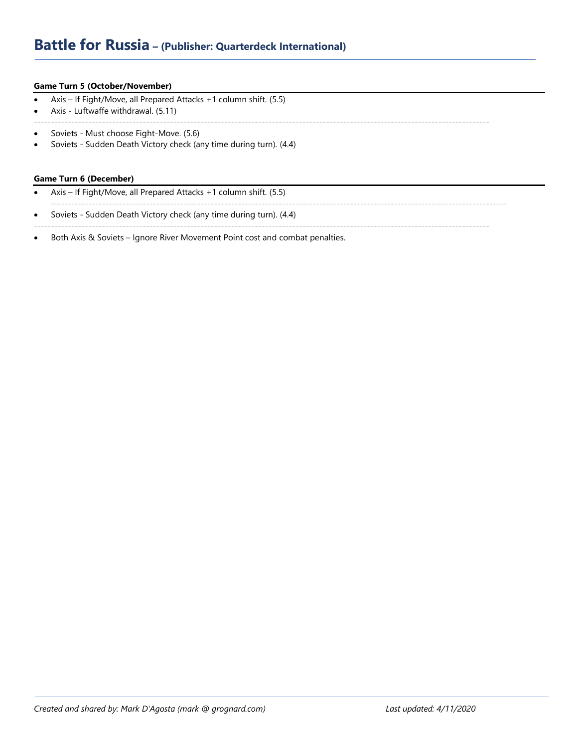**Game Turn 5 (October/November)**

- Axis – If Fight/Move, all Prepared Attacks +1 column shift. (5.5)
- Axis - Luftwaffe withdrawal. (5.11)

---

- Soviets - Must choose Fight-Move. (5.6)
- Soviets - Sudden Death Victory check (any time during turn). (4.4)

**Game Turn 6 (December)**

- Axis – If Fight/Move, all Prepared Attacks +1 column shift. (5.5)

---

- Soviets - Sudden Death Victory check (any time during turn). (4.4)

---

- Both Axis & Soviets – Ignore River Movement Point cost and combat penalties.